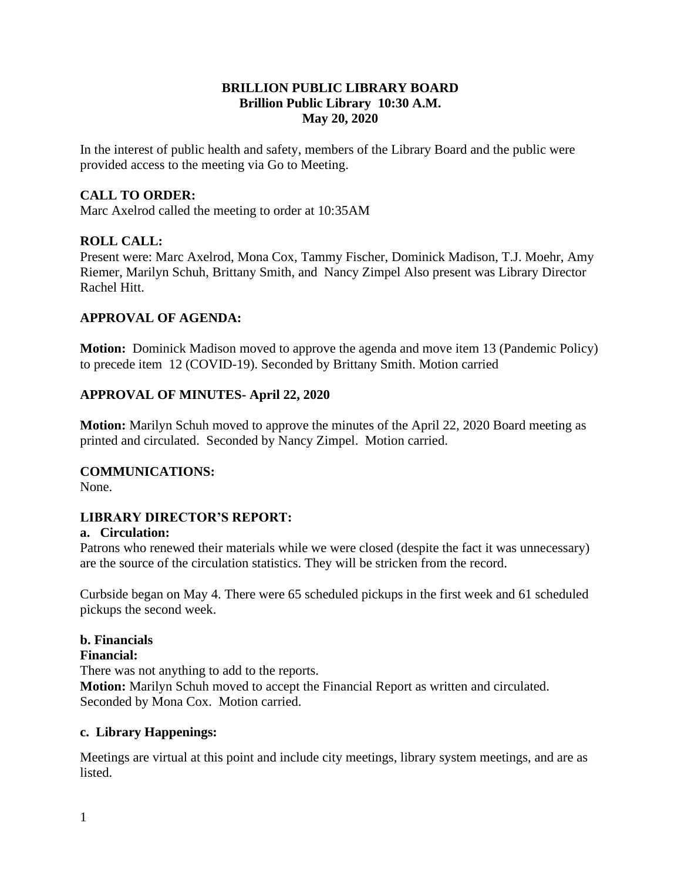**BRILLION PUBLIC LIBRARY BOARD**
**Brillion Public Library 10:30 A.M.**
**May 20, 2020**

In the interest of public health and safety, members of the Library Board and the public were provided access to the meeting via Go to Meeting.

**CALL TO ORDER:**
Marc Axelrod called the meeting to order at 10:35AM

**ROLL CALL:**
Present were: Marc Axelrod, Mona Cox, Tammy Fischer, Dominick Madison, T.J. Moehr, Amy Riemer, Marilyn Schuh, Brittany Smith, and Nancy Zimpel Also present was Library Director Rachel Hitt.

**APPROVAL OF AGENDA:**

**Motion:** Dominick Madison moved to approve the agenda and move item 13 (Pandemic Policy) to precede item 12 (COVID-19). Seconded by Brittany Smith. Motion carried

**APPROVAL OF MINUTES- April 22, 2020**

**Motion:** Marilyn Schuh moved to approve the minutes of the April 22, 2020 Board meeting as printed and circulated. Seconded by Nancy Zimpel. Motion carried.

**COMMUNICATIONS:**
None.

**LIBRARY DIRECTOR'S REPORT:**

**a. Circulation:**
Patrons who renewed their materials while we were closed (despite the fact it was unnecessary) are the source of the circulation statistics. They will be stricken from the record.

Curbside began on May 4. There were 65 scheduled pickups in the first week and 61 scheduled pickups the second week.

**b. Financials**
**Financial:**
There was not anything to add to the reports.
**Motion:** Marilyn Schuh moved to accept the Financial Report as written and circulated. Seconded by Mona Cox. Motion carried.

**c. Library Happenings:**

Meetings are virtual at this point and include city meetings, library system meetings, and are as listed.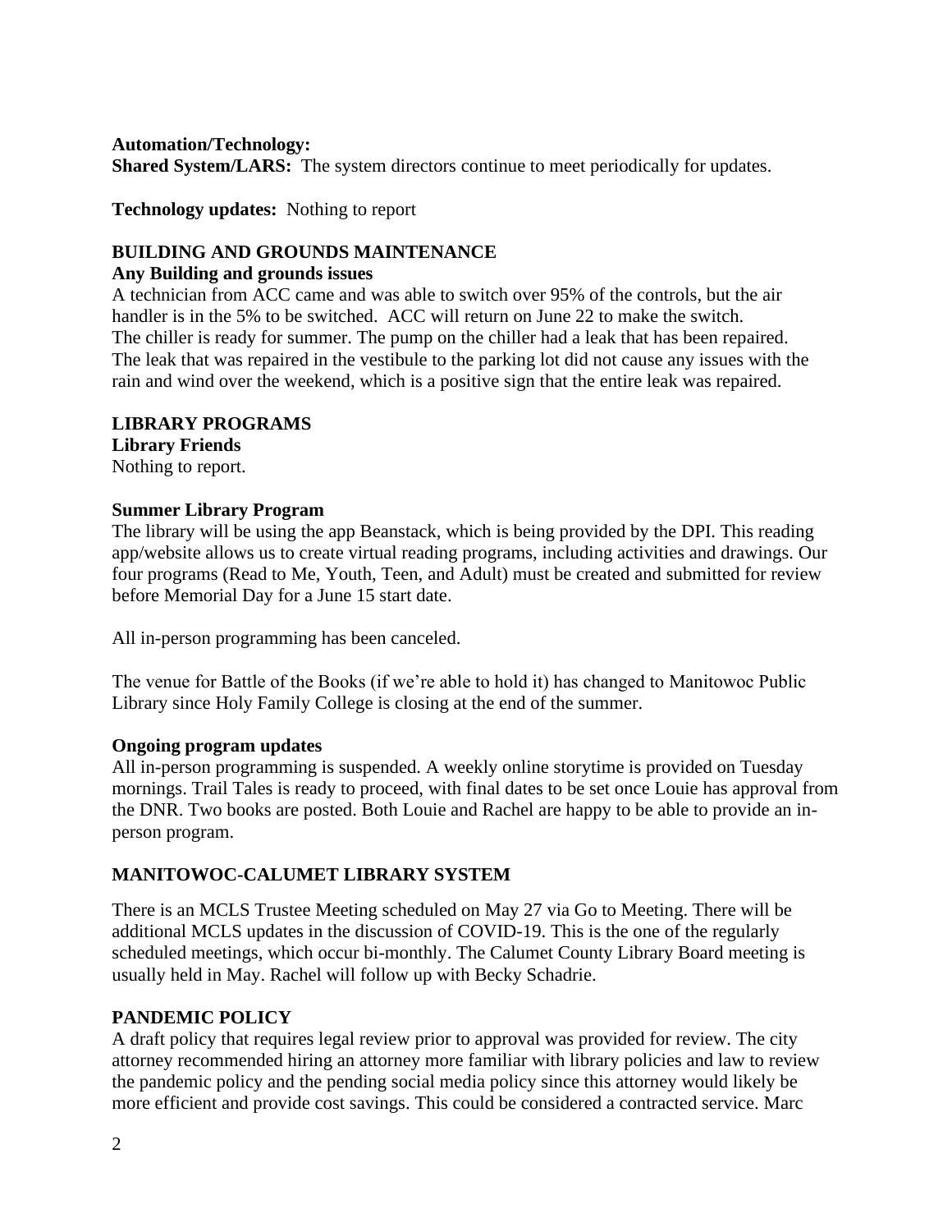**Automation/Technology:**

**Shared System/LARS:** The system directors continue to meet periodically for updates.

**Technology updates:** Nothing to report

## BUILDING AND GROUNDS MAINTENANCE

**Any Building and grounds issues**

A technician from ACC came and was able to switch over 95% of the controls, but the air handler is in the 5% to be switched. ACC will return on June 22 to make the switch. The chiller is ready for summer. The pump on the chiller had a leak that has been repaired. The leak that was repaired in the vestibule to the parking lot did not cause any issues with the rain and wind over the weekend, which is a positive sign that the entire leak was repaired.

## LIBRARY PROGRAMS

**Library Friends**

Nothing to report.

**Summer Library Program**

The library will be using the app Beanstack, which is being provided by the DPI. This reading app/website allows us to create virtual reading programs, including activities and drawings. Our four programs (Read to Me, Youth, Teen, and Adult) must be created and submitted for review before Memorial Day for a June 15 start date.

All in-person programming has been canceled.

The venue for Battle of the Books (if we're able to hold it) has changed to Manitowoc Public Library since Holy Family College is closing at the end of the summer.

**Ongoing program updates**

All in-person programming is suspended. A weekly online storytime is provided on Tuesday mornings. Trail Tales is ready to proceed, with final dates to be set once Louie has approval from the DNR. Two books are posted. Both Louie and Rachel are happy to be able to provide an in-person program.

## MANITOWOC-CALUMET LIBRARY SYSTEM

There is an MCLS Trustee Meeting scheduled on May 27 via Go to Meeting. There will be additional MCLS updates in the discussion of COVID-19. This is the one of the regularly scheduled meetings, which occur bi-monthly. The Calumet County Library Board meeting is usually held in May. Rachel will follow up with Becky Schadrie.

## PANDEMIC POLICY

A draft policy that requires legal review prior to approval was provided for review. The city attorney recommended hiring an attorney more familiar with library policies and law to review the pandemic policy and the pending social media policy since this attorney would likely be more efficient and provide cost savings. This could be considered a contracted service. Marc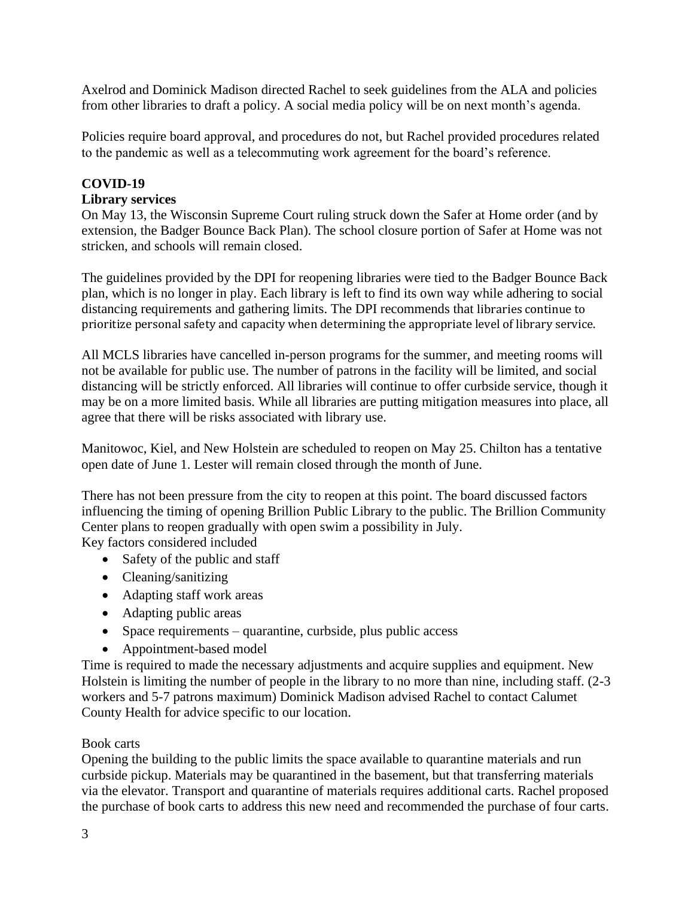Axelrod and Dominick Madison directed Rachel to seek guidelines from the ALA and policies from other libraries to draft a policy. A social media policy will be on next month's agenda.

Policies require board approval, and procedures do not, but Rachel provided procedures related to the pandemic as well as a telecommuting work agreement for the board's reference.

## COVID-19

### Library services

On May 13, the Wisconsin Supreme Court ruling struck down the Safer at Home order (and by extension, the Badger Bounce Back Plan). The school closure portion of Safer at Home was not stricken, and schools will remain closed.

The guidelines provided by the DPI for reopening libraries were tied to the Badger Bounce Back plan, which is no longer in play. Each library is left to find its own way while adhering to social distancing requirements and gathering limits. The DPI recommends that libraries continue to prioritize personal safety and capacity when determining the appropriate level of library service.

All MCLS libraries have cancelled in-person programs for the summer, and meeting rooms will not be available for public use. The number of patrons in the facility will be limited, and social distancing will be strictly enforced. All libraries will continue to offer curbside service, though it may be on a more limited basis. While all libraries are putting mitigation measures into place, all agree that there will be risks associated with library use.

Manitowoc, Kiel, and New Holstein are scheduled to reopen on May 25. Chilton has a tentative open date of June 1. Lester will remain closed through the month of June.

There has not been pressure from the city to reopen at this point. The board discussed factors influencing the timing of opening Brillion Public Library to the public. The Brillion Community Center plans to reopen gradually with open swim a possibility in July.
Key factors considered included

- Safety of the public and staff
- Cleaning/sanitizing
- Adapting staff work areas
- Adapting public areas
- Space requirements – quarantine, curbside, plus public access
- Appointment-based model

Time is required to made the necessary adjustments and acquire supplies and equipment. New Holstein is limiting the number of people in the library to no more than nine, including staff. (2-3 workers and 5-7 patrons maximum) Dominick Madison advised Rachel to contact Calumet County Health for advice specific to our location.

Book carts

Opening the building to the public limits the space available to quarantine materials and run curbside pickup. Materials may be quarantined in the basement, but that transferring materials via the elevator. Transport and quarantine of materials requires additional carts. Rachel proposed the purchase of book carts to address this new need and recommended the purchase of four carts.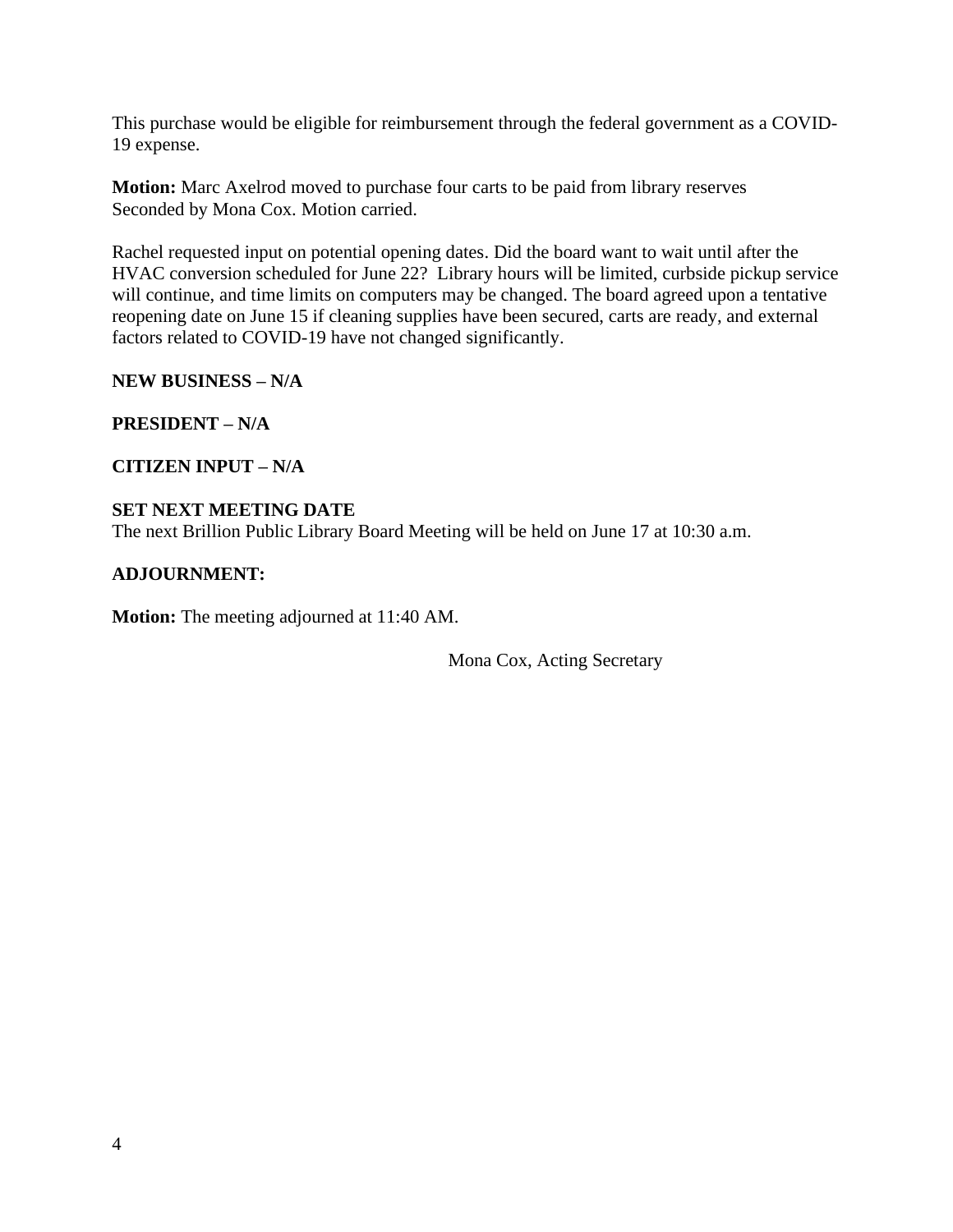This purchase would be eligible for reimbursement through the federal government as a COVID-19 expense.

**Motion:** Marc Axelrod moved to purchase four carts to be paid from library reserves Seconded by Mona Cox. Motion carried.

Rachel requested input on potential opening dates. Did the board want to wait until after the HVAC conversion scheduled for June 22? Library hours will be limited, curbside pickup service will continue, and time limits on computers may be changed. The board agreed upon a tentative reopening date on June 15 if cleaning supplies have been secured, carts are ready, and external factors related to COVID-19 have not changed significantly.

**NEW BUSINESS – N/A**

**PRESIDENT – N/A**

**CITIZEN INPUT – N/A**

**SET NEXT MEETING DATE**

The next Brillion Public Library Board Meeting will be held on June 17 at 10:30 a.m.

**ADJOURNMENT:**

**Motion:** The meeting adjourned at 11:40 AM.

Mona Cox, Acting Secretary